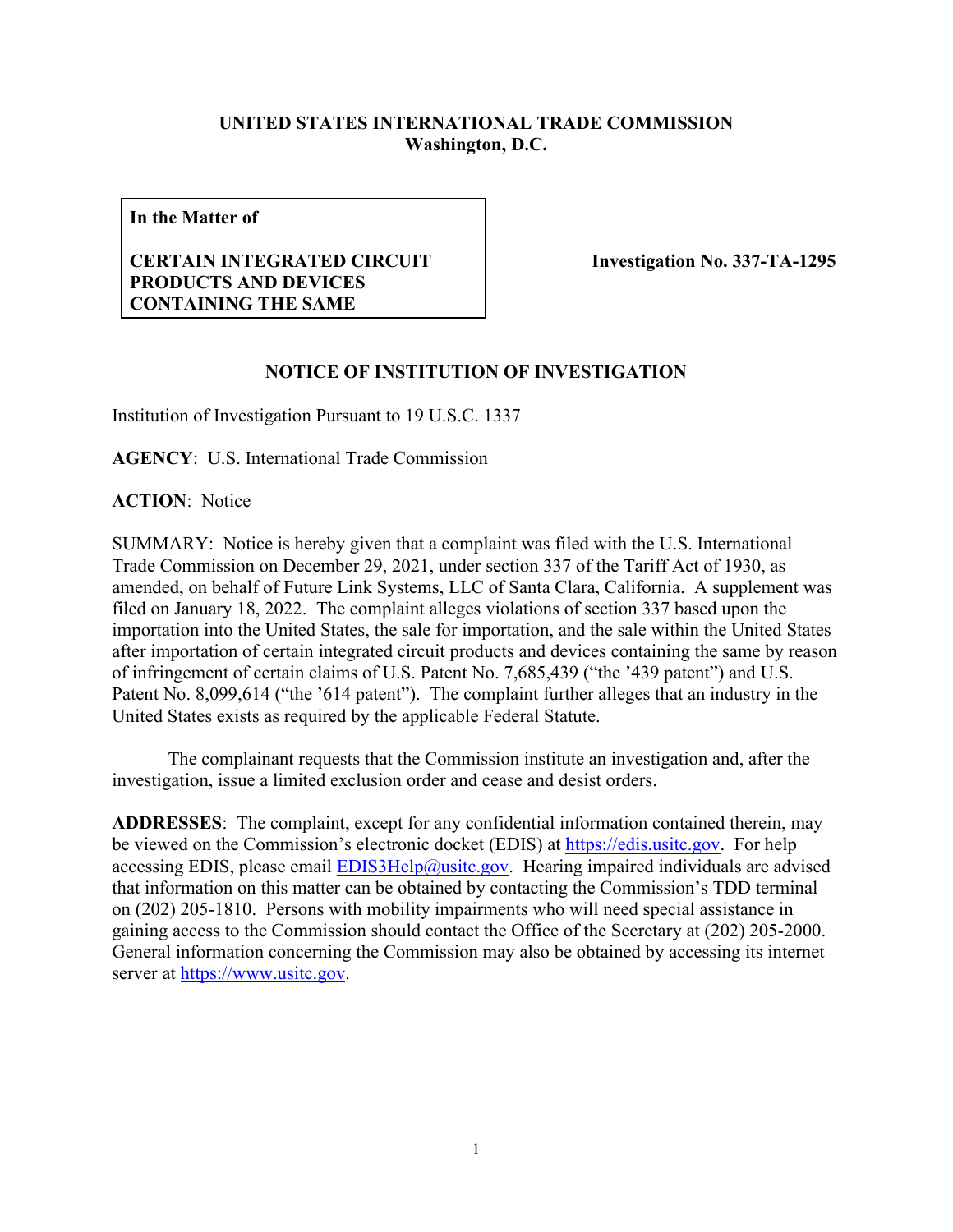**UNITED STATES INTERNATIONAL TRADE COMMISSION**
**Washington, D.C.**

| **In the Matter of**<br><br>**CERTAIN INTEGRATED CIRCUIT PRODUCTS AND DEVICES CONTAINING THE SAME** | **Investigation No. 337-TA-1295** |
|---|---|

**NOTICE OF INSTITUTION OF INVESTIGATION**

Institution of Investigation Pursuant to 19 U.S.C. 1337

**AGENCY**: U.S. International Trade Commission

**ACTION**: Notice

SUMMARY: Notice is hereby given that a complaint was filed with the U.S. International Trade Commission on December 29, 2021, under section 337 of the Tariff Act of 1930, as amended, on behalf of Future Link Systems, LLC of Santa Clara, California. A supplement was filed on January 18, 2022. The complaint alleges violations of section 337 based upon the importation into the United States, the sale for importation, and the sale within the United States after importation of certain integrated circuit products and devices containing the same by reason of infringement of certain claims of U.S. Patent No. 7,685,439 ("the '439 patent") and U.S. Patent No. 8,099,614 ("the '614 patent"). The complaint further alleges that an industry in the United States exists as required by the applicable Federal Statute.

The complainant requests that the Commission institute an investigation and, after the investigation, issue a limited exclusion order and cease and desist orders.

**ADDRESSES**: The complaint, except for any confidential information contained therein, may be viewed on the Commission's electronic docket (EDIS) at https://edis.usitc.gov. For help accessing EDIS, please email EDIS3Help@usitc.gov. Hearing impaired individuals are advised that information on this matter can be obtained by contacting the Commission's TDD terminal on (202) 205-1810. Persons with mobility impairments who will need special assistance in gaining access to the Commission should contact the Office of the Secretary at (202) 205-2000. General information concerning the Commission may also be obtained by accessing its internet server at https://www.usitc.gov.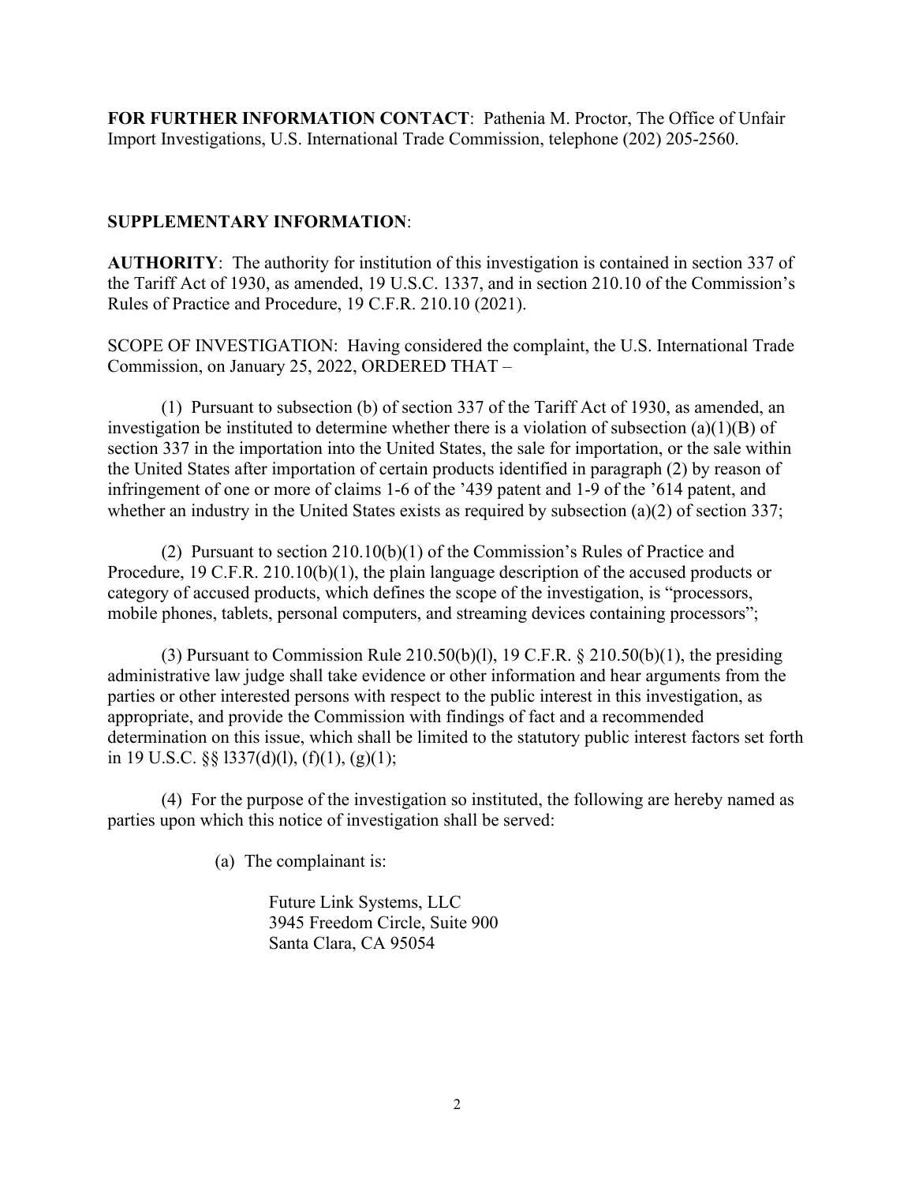**FOR FURTHER INFORMATION CONTACT**: Pathenia M. Proctor, The Office of Unfair Import Investigations, U.S. International Trade Commission, telephone (202) 205-2560.

**SUPPLEMENTARY INFORMATION**:

**AUTHORITY**: The authority for institution of this investigation is contained in section 337 of the Tariff Act of 1930, as amended, 19 U.S.C. 1337, and in section 210.10 of the Commission's Rules of Practice and Procedure, 19 C.F.R. 210.10 (2021).

SCOPE OF INVESTIGATION: Having considered the complaint, the U.S. International Trade Commission, on January 25, 2022, ORDERED THAT –

(1) Pursuant to subsection (b) of section 337 of the Tariff Act of 1930, as amended, an investigation be instituted to determine whether there is a violation of subsection (a)(1)(B) of section 337 in the importation into the United States, the sale for importation, or the sale within the United States after importation of certain products identified in paragraph (2) by reason of infringement of one or more of claims 1-6 of the '439 patent and 1-9 of the '614 patent, and whether an industry in the United States exists as required by subsection (a)(2) of section 337;

(2) Pursuant to section 210.10(b)(1) of the Commission's Rules of Practice and Procedure, 19 C.F.R. 210.10(b)(1), the plain language description of the accused products or category of accused products, which defines the scope of the investigation, is "processors, mobile phones, tablets, personal computers, and streaming devices containing processors";

(3) Pursuant to Commission Rule 210.50(b)(l), 19 C.F.R. § 210.50(b)(1), the presiding administrative law judge shall take evidence or other information and hear arguments from the parties or other interested persons with respect to the public interest in this investigation, as appropriate, and provide the Commission with findings of fact and a recommended determination on this issue, which shall be limited to the statutory public interest factors set forth in 19 U.S.C. §§ l337(d)(l), (f)(1), (g)(1);

(4) For the purpose of the investigation so instituted, the following are hereby named as parties upon which this notice of investigation shall be served:

(a) The complainant is:

Future Link Systems, LLC
3945 Freedom Circle, Suite 900
Santa Clara, CA 95054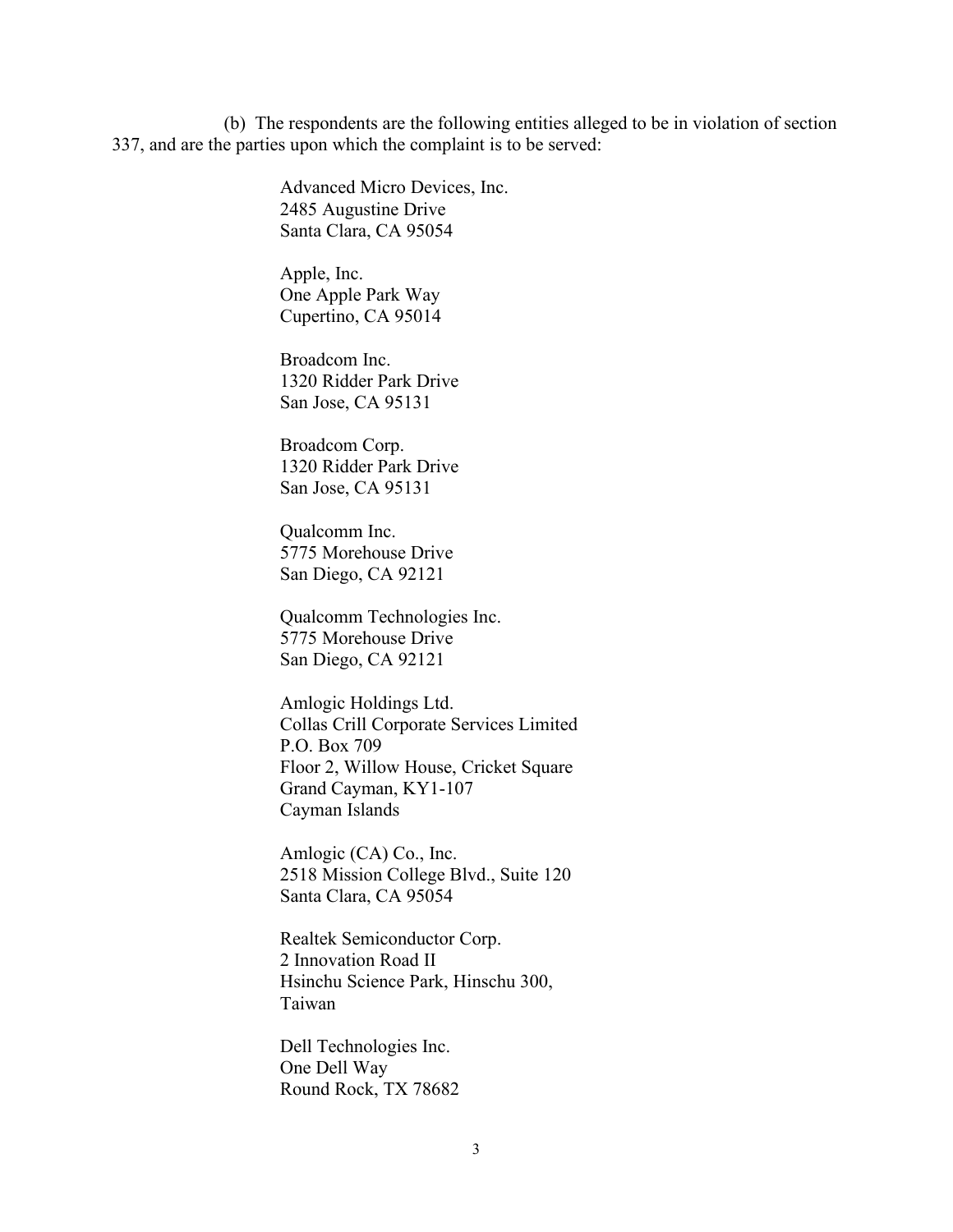(b) The respondents are the following entities alleged to be in violation of section 337, and are the parties upon which the complaint is to be served:

Advanced Micro Devices, Inc.
2485 Augustine Drive
Santa Clara, CA 95054

Apple, Inc.
One Apple Park Way
Cupertino, CA 95014

Broadcom Inc.
1320 Ridder Park Drive
San Jose, CA 95131

Broadcom Corp.
1320 Ridder Park Drive
San Jose, CA 95131

Qualcomm Inc.
5775 Morehouse Drive
San Diego, CA 92121

Qualcomm Technologies Inc.
5775 Morehouse Drive
San Diego, CA 92121

Amlogic Holdings Ltd.
Collas Crill Corporate Services Limited
P.O. Box 709
Floor 2, Willow House, Cricket Square
Grand Cayman, KY1-107
Cayman Islands

Amlogic (CA) Co., Inc.
2518 Mission College Blvd., Suite 120
Santa Clara, CA 95054

Realtek Semiconductor Corp.
2 Innovation Road II
Hsinchu Science Park, Hinschu 300,
Taiwan

Dell Technologies Inc.
One Dell Way
Round Rock, TX 78682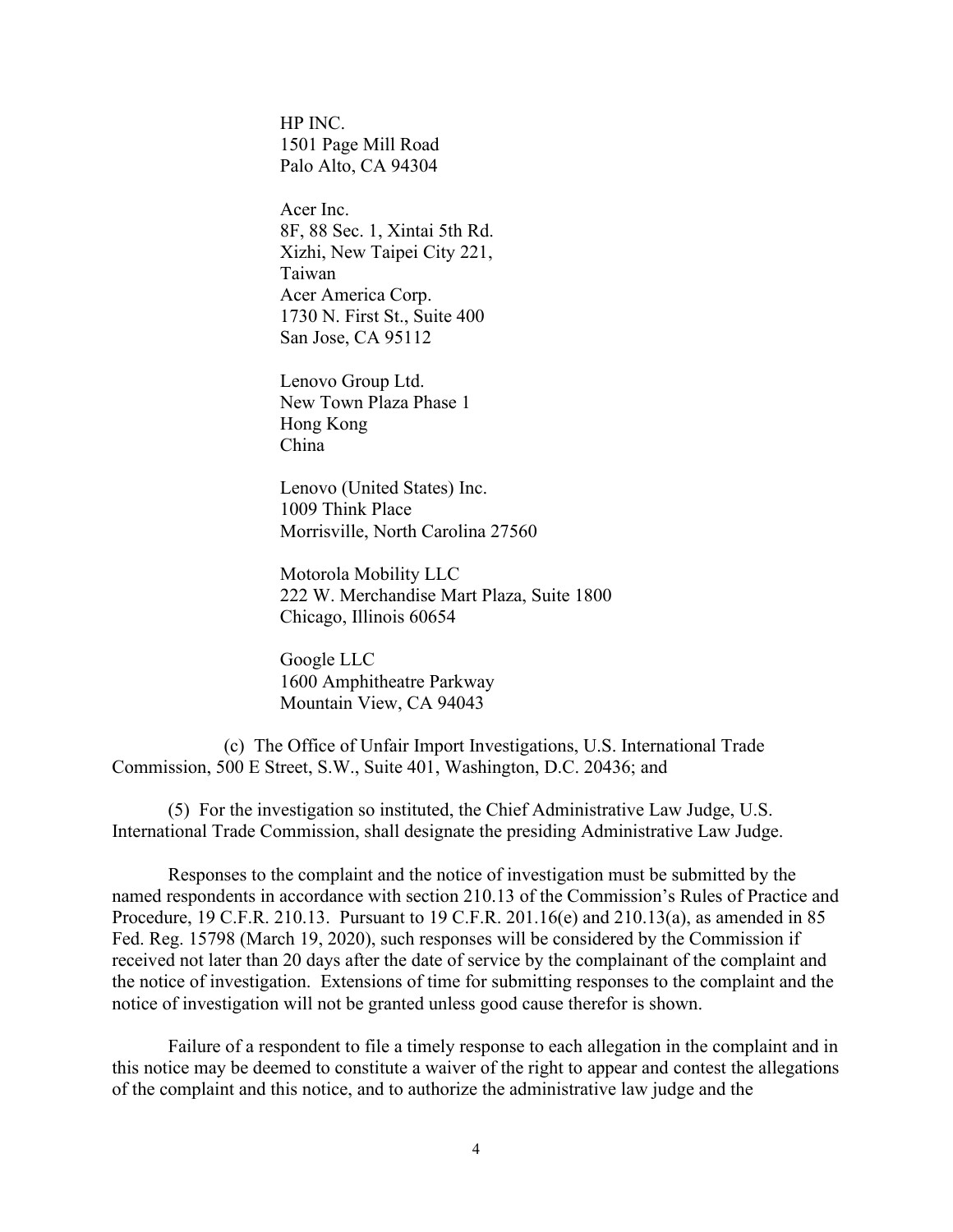HP INC.
1501 Page Mill Road
Palo Alto, CA 94304

Acer Inc.
8F, 88 Sec. 1, Xintai 5th Rd.
Xizhi, New Taipei City 221,
Taiwan
Acer America Corp.
1730 N. First St., Suite 400
San Jose, CA 95112

Lenovo Group Ltd.
New Town Plaza Phase 1
Hong Kong
China

Lenovo (United States) Inc.
1009 Think Place
Morrisville, North Carolina 27560

Motorola Mobility LLC
222 W. Merchandise Mart Plaza, Suite 1800
Chicago, Illinois 60654

Google LLC
1600 Amphitheatre Parkway
Mountain View, CA 94043

(c) The Office of Unfair Import Investigations, U.S. International Trade Commission, 500 E Street, S.W., Suite 401, Washington, D.C. 20436; and

(5) For the investigation so instituted, the Chief Administrative Law Judge, U.S. International Trade Commission, shall designate the presiding Administrative Law Judge.

Responses to the complaint and the notice of investigation must be submitted by the named respondents in accordance with section 210.13 of the Commission's Rules of Practice and Procedure, 19 C.F.R. 210.13. Pursuant to 19 C.F.R. 201.16(e) and 210.13(a), as amended in 85 Fed. Reg. 15798 (March 19, 2020), such responses will be considered by the Commission if received not later than 20 days after the date of service by the complainant of the complaint and the notice of investigation. Extensions of time for submitting responses to the complaint and the notice of investigation will not be granted unless good cause therefor is shown.

Failure of a respondent to file a timely response to each allegation in the complaint and in this notice may be deemed to constitute a waiver of the right to appear and contest the allegations of the complaint and this notice, and to authorize the administrative law judge and the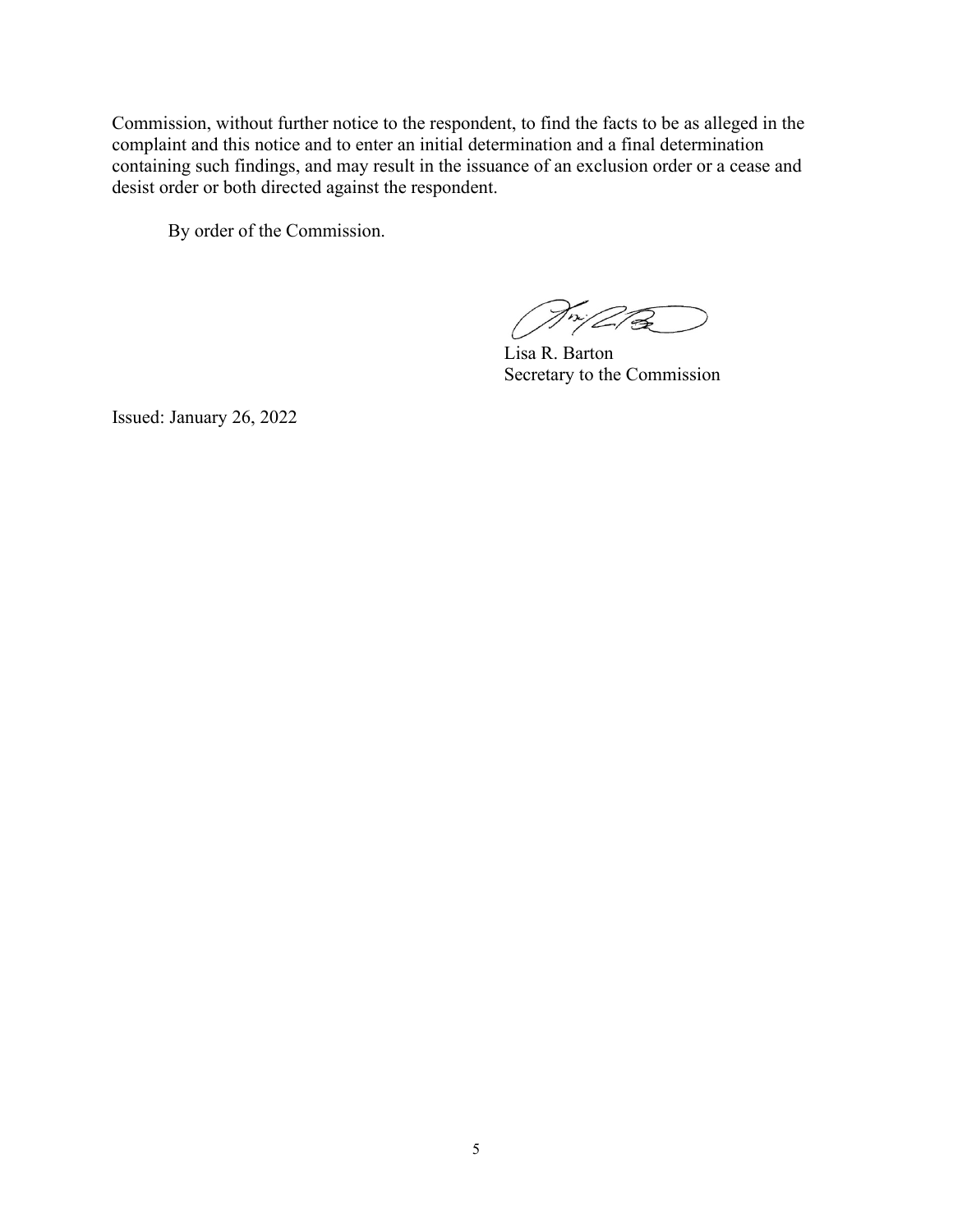Commission, without further notice to the respondent, to find the facts to be as alleged in the complaint and this notice and to enter an initial determination and a final determination containing such findings, and may result in the issuance of an exclusion order or a cease and desist order or both directed against the respondent.

By order of the Commission.

Lisa R. Barton
Secretary to the Commission

Issued: January 26, 2022